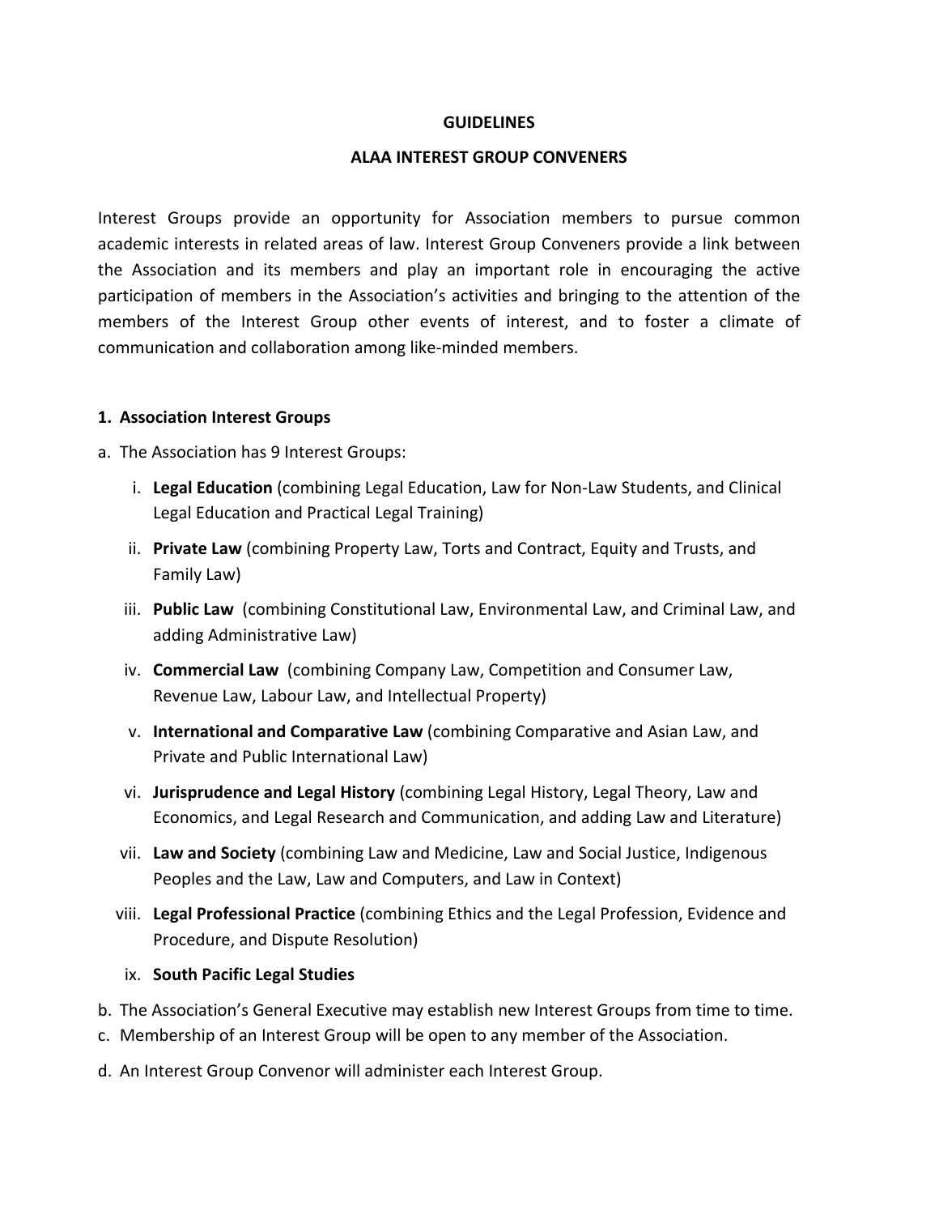# GUIDELINES

## ALAA INTEREST GROUP CONVENERS

Interest Groups provide an opportunity for Association members to pursue common academic interests in related areas of law. Interest Group Conveners provide a link between the Association and its members and play an important role in encouraging the active participation of members in the Association's activities and bringing to the attention of the members of the Interest Group other events of interest, and to foster a climate of communication and collaboration among like-minded members.

### 1. Association Interest Groups

a. The Association has 9 Interest Groups:

   i. **Legal Education** (combining Legal Education, Law for Non-Law Students, and Clinical Legal Education and Practical Legal Training)

   ii. **Private Law** (combining Property Law, Torts and Contract, Equity and Trusts, and Family Law)

   iii. **Public Law** (combining Constitutional Law, Environmental Law, and Criminal Law, and adding Administrative Law)

   iv. **Commercial Law** (combining Company Law, Competition and Consumer Law, Revenue Law, Labour Law, and Intellectual Property)

   v. **International and Comparative Law** (combining Comparative and Asian Law, and Private and Public International Law)

   vi. **Jurisprudence and Legal History** (combining Legal History, Legal Theory, Law and Economics, and Legal Research and Communication, and adding Law and Literature)

   vii. **Law and Society** (combining Law and Medicine, Law and Social Justice, Indigenous Peoples and the Law, Law and Computers, and Law in Context)

   viii. **Legal Professional Practice** (combining Ethics and the Legal Profession, Evidence and Procedure, and Dispute Resolution)

   ix. **South Pacific Legal Studies**

b. The Association's General Executive may establish new Interest Groups from time to time.

c. Membership of an Interest Group will be open to any member of the Association.

d. An Interest Group Convenor will administer each Interest Group.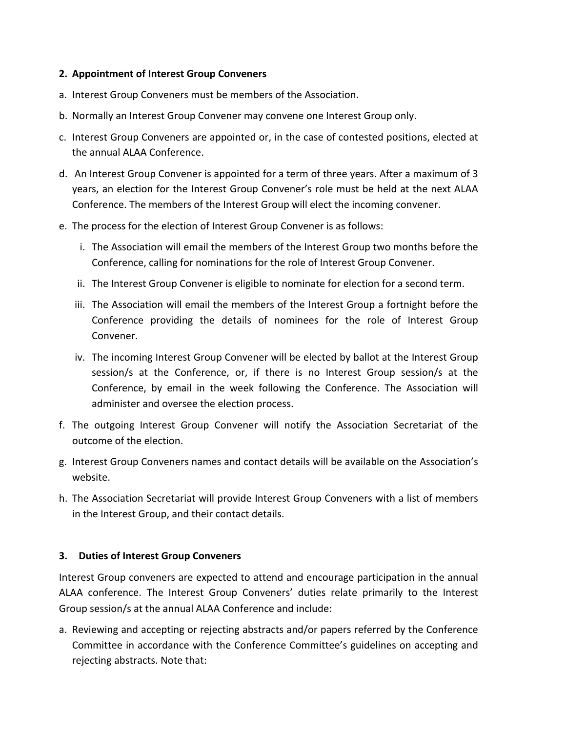**2. Appointment of Interest Group Conveners**

a. Interest Group Conveners must be members of the Association.

b. Normally an Interest Group Convener may convene one Interest Group only.

c. Interest Group Conveners are appointed or, in the case of contested positions, elected at the annual ALAA Conference.

d. An Interest Group Convener is appointed for a term of three years. After a maximum of 3 years, an election for the Interest Group Convener's role must be held at the next ALAA Conference. The members of the Interest Group will elect the incoming convener.

e. The process for the election of Interest Group Convener is as follows:

   i. The Association will email the members of the Interest Group two months before the Conference, calling for nominations for the role of Interest Group Convener.

   ii. The Interest Group Convener is eligible to nominate for election for a second term.

   iii. The Association will email the members of the Interest Group a fortnight before the Conference providing the details of nominees for the role of Interest Group Convener.

   iv. The incoming Interest Group Convener will be elected by ballot at the Interest Group session/s at the Conference, or, if there is no Interest Group session/s at the Conference, by email in the week following the Conference. The Association will administer and oversee the election process.

f. The outgoing Interest Group Convener will notify the Association Secretariat of the outcome of the election.

g. Interest Group Conveners names and contact details will be available on the Association's website.

h. The Association Secretariat will provide Interest Group Conveners with a list of members in the Interest Group, and their contact details.

**3. Duties of Interest Group Conveners**

Interest Group conveners are expected to attend and encourage participation in the annual ALAA conference. The Interest Group Conveners' duties relate primarily to the Interest Group session/s at the annual ALAA Conference and include:

a. Reviewing and accepting or rejecting abstracts and/or papers referred by the Conference Committee in accordance with the Conference Committee's guidelines on accepting and rejecting abstracts. Note that: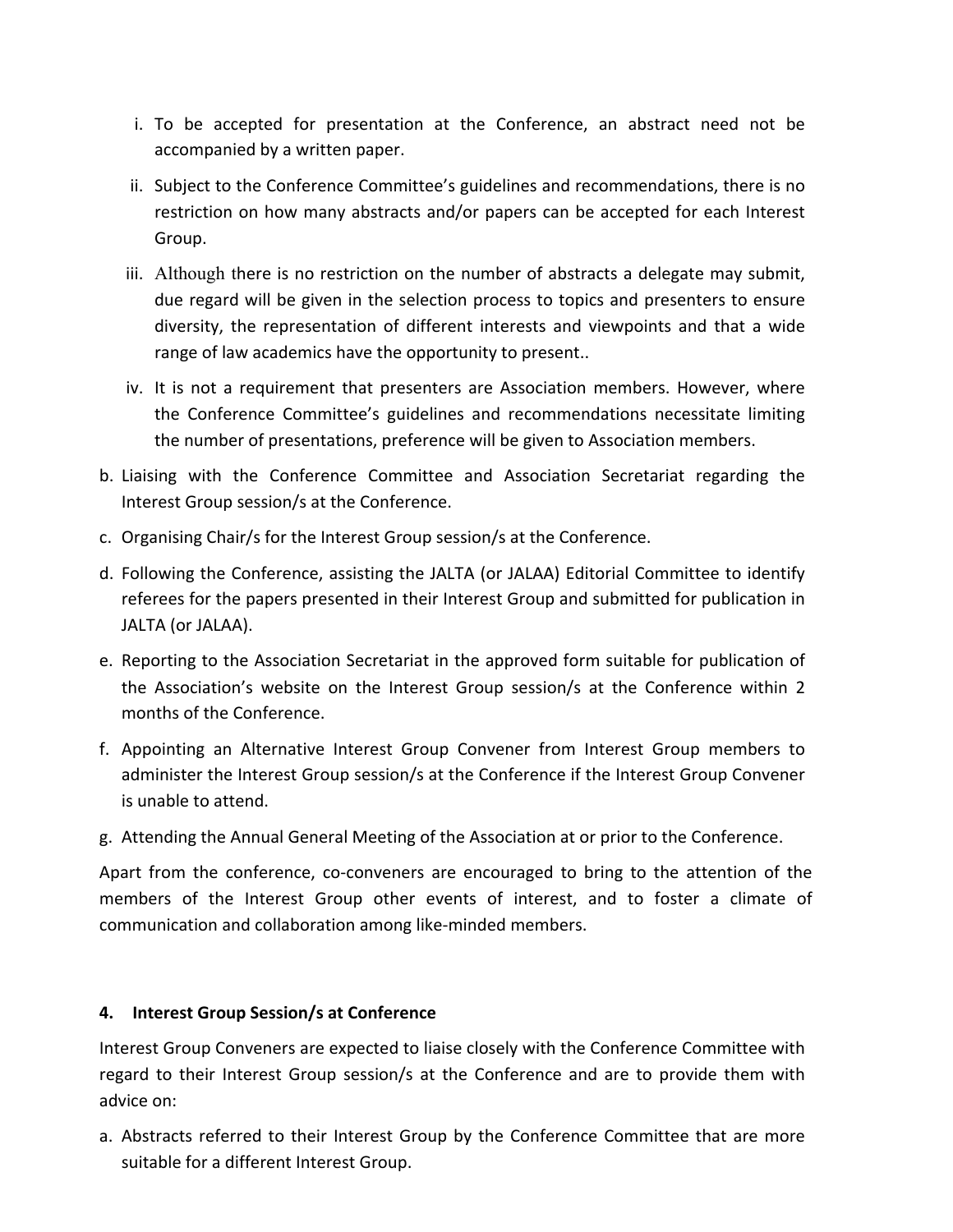i. To be accepted for presentation at the Conference, an abstract need not be accompanied by a written paper.
ii. Subject to the Conference Committee's guidelines and recommendations, there is no restriction on how many abstracts and/or papers can be accepted for each Interest Group.
iii. Although there is no restriction on the number of abstracts a delegate may submit, due regard will be given in the selection process to topics and presenters to ensure diversity, the representation of different interests and viewpoints and that a wide range of law academics have the opportunity to present..
iv. It is not a requirement that presenters are Association members. However, where the Conference Committee's guidelines and recommendations necessitate limiting the number of presentations, preference will be given to Association members.

b. Liaising with the Conference Committee and Association Secretariat regarding the Interest Group session/s at the Conference.
c. Organising Chair/s for the Interest Group session/s at the Conference.
d. Following the Conference, assisting the JALTA (or JALAA) Editorial Committee to identify referees for the papers presented in their Interest Group and submitted for publication in JALTA (or JALAA).
e. Reporting to the Association Secretariat in the approved form suitable for publication of the Association's website on the Interest Group session/s at the Conference within 2 months of the Conference.
f. Appointing an Alternative Interest Group Convener from Interest Group members to administer the Interest Group session/s at the Conference if the Interest Group Convener is unable to attend.
g. Attending the Annual General Meeting of the Association at or prior to the Conference.

Apart from the conference, co-conveners are encouraged to bring to the attention of the members of the Interest Group other events of interest, and to foster a climate of communication and collaboration among like-minded members.

## 4. Interest Group Session/s at Conference

Interest Group Conveners are expected to liaise closely with the Conference Committee with regard to their Interest Group session/s at the Conference and are to provide them with advice on:

a. Abstracts referred to their Interest Group by the Conference Committee that are more suitable for a different Interest Group.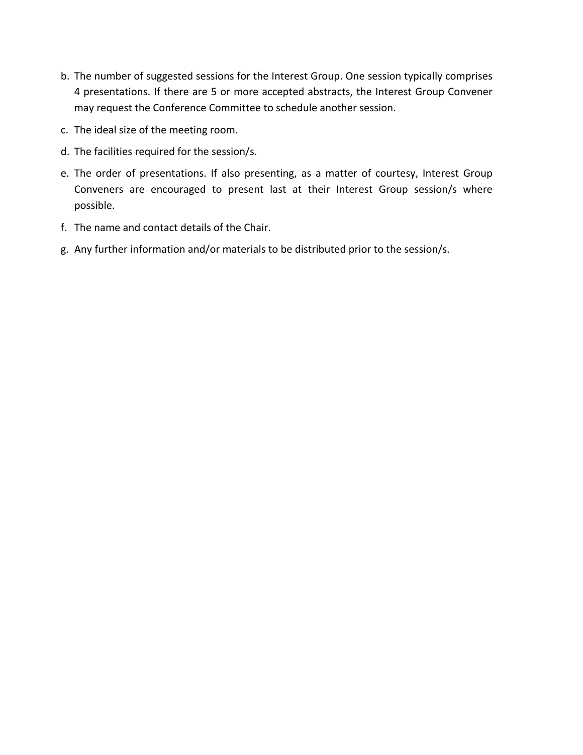b. The number of suggested sessions for the Interest Group. One session typically comprises 4 presentations. If there are 5 or more accepted abstracts, the Interest Group Convener may request the Conference Committee to schedule another session.

c. The ideal size of the meeting room.

d. The facilities required for the session/s.

e. The order of presentations. If also presenting, as a matter of courtesy, Interest Group Conveners are encouraged to present last at their Interest Group session/s where possible.

f. The name and contact details of the Chair.

g. Any further information and/or materials to be distributed prior to the session/s.